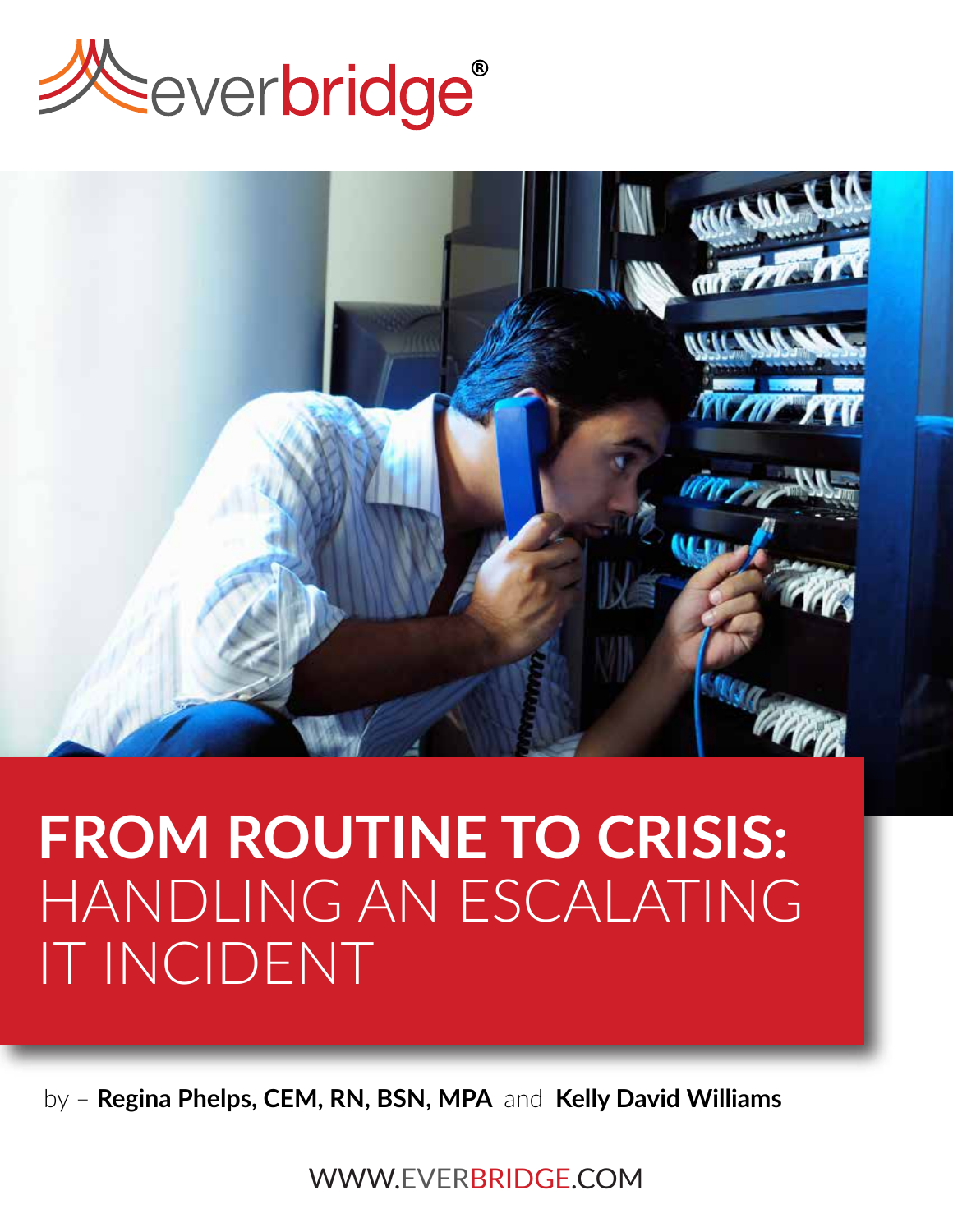everbridge®

# FROM ROUTINE TO CRISIS: HANDLING AN ESCALATING IT INCIDENT

by – **Regina Phelps, CEM, RN, BSN, MPA** and **Kelly David Williams**

WWW.EVERBRIDGE.COM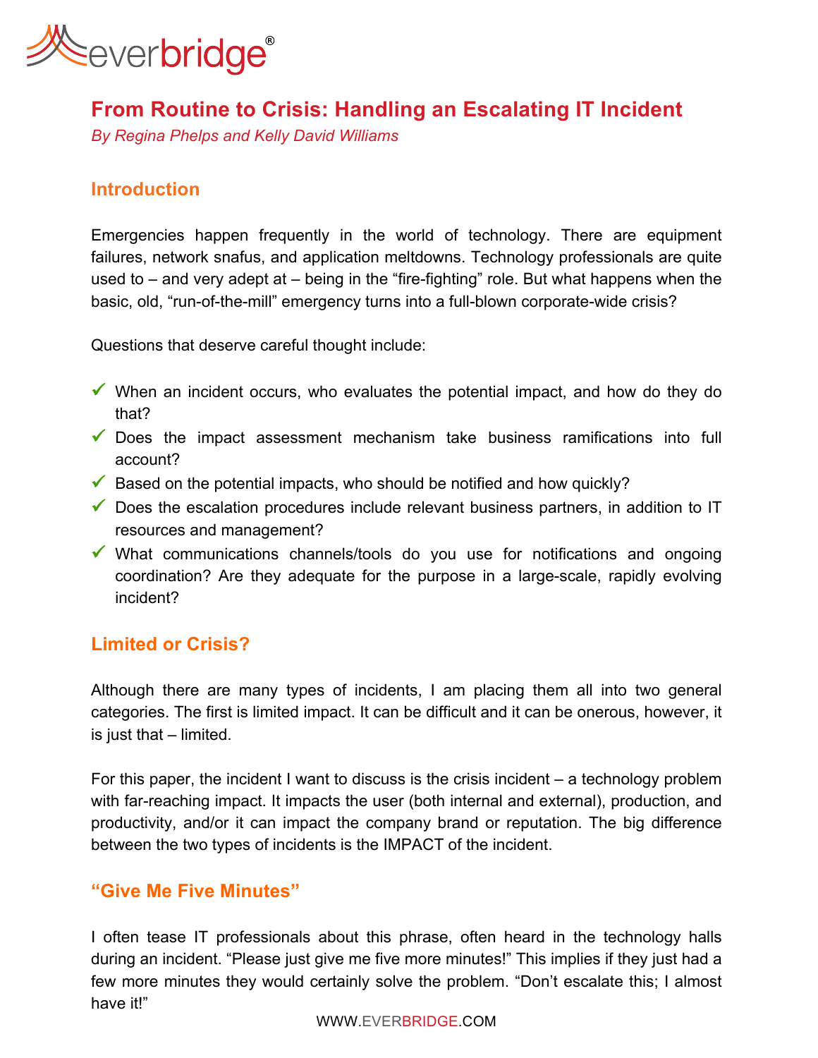# From Routine to Crisis: Handling an Escalating IT Incident

*By Regina Phelps and Kelly David Williams*

## Introduction

Emergencies happen frequently in the world of technology. There are equipment failures, network snafus, and application meltdowns. Technology professionals are quite used to – and very adept at – being in the "fire-fighting" role. But what happens when the basic, old, "run-of-the-mill" emergency turns into a full-blown corporate-wide crisis?

Questions that deserve careful thought include:

- ✓ When an incident occurs, who evaluates the potential impact, and how do they do that?
- ✓ Does the impact assessment mechanism take business ramifications into full account?
- ✓ Based on the potential impacts, who should be notified and how quickly?
- ✓ Does the escalation procedures include relevant business partners, in addition to IT resources and management?
- ✓ What communications channels/tools do you use for notifications and ongoing coordination? Are they adequate for the purpose in a large-scale, rapidly evolving incident?

## Limited or Crisis?

Although there are many types of incidents, I am placing them all into two general categories. The first is limited impact. It can be difficult and it can be onerous, however, it is just that – limited.

For this paper, the incident I want to discuss is the crisis incident – a technology problem with far-reaching impact. It impacts the user (both internal and external), production, and productivity, and/or it can impact the company brand or reputation. The big difference between the two types of incidents is the IMPACT of the incident.

## "Give Me Five Minutes"

I often tease IT professionals about this phrase, often heard in the technology halls during an incident. "Please just give me five more minutes!" This implies if they just had a few more minutes they would certainly solve the problem. "Don't escalate this; I almost have it!"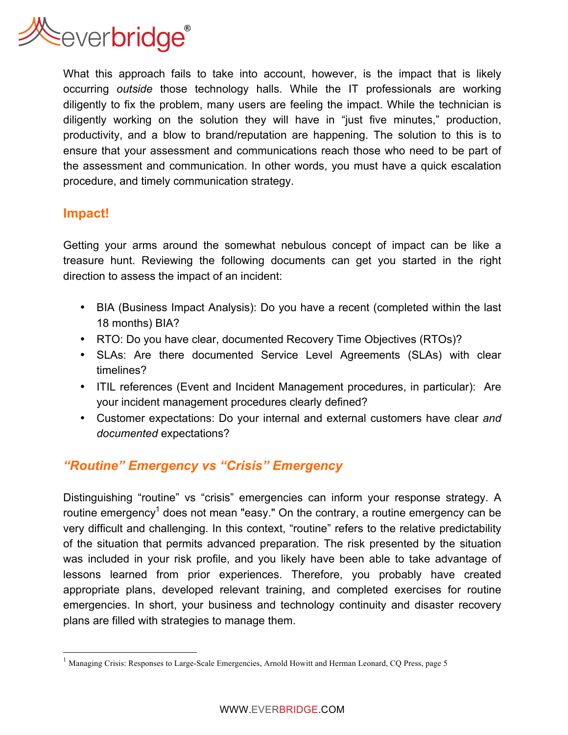What this approach fails to take into account, however, is the impact that is likely occurring *outside* those technology halls. While the IT professionals are working diligently to fix the problem, many users are feeling the impact. While the technician is diligently working on the solution they will have in "just five minutes," production, productivity, and a blow to brand/reputation are happening. The solution to this is to ensure that your assessment and communications reach those who need to be part of the assessment and communication. In other words, you must have a quick escalation procedure, and timely communication strategy.

## Impact!

Getting your arms around the somewhat nebulous concept of impact can be like a treasure hunt. Reviewing the following documents can get you started in the right direction to assess the impact of an incident:

- BIA (Business Impact Analysis): Do you have a recent (completed within the last 18 months) BIA?
- RTO: Do you have clear, documented Recovery Time Objectives (RTOs)?
- SLAs: Are there documented Service Level Agreements (SLAs) with clear timelines?
- ITIL references (Event and Incident Management procedures, in particular): Are your incident management procedures clearly defined?
- Customer expectations: Do your internal and external customers have clear *and documented* expectations?

## *"Routine" Emergency vs "Crisis" Emergency*

Distinguishing "routine" vs "crisis" emergencies can inform your response strategy. A routine emergency[1] does not mean "easy." On the contrary, a routine emergency can be very difficult and challenging. In this context, "routine" refers to the relative predictability of the situation that permits advanced preparation. The risk presented by the situation was included in your risk profile, and you likely have been able to take advantage of lessons learned from prior experiences. Therefore, you probably have created appropriate plans, developed relevant training, and completed exercises for routine emergencies. In short, your business and technology continuity and disaster recovery plans are filled with strategies to manage them.

[1] Managing Crisis: Responses to Large-Scale Emergencies, Arnold Howitt and Herman Leonard, CQ Press, page 5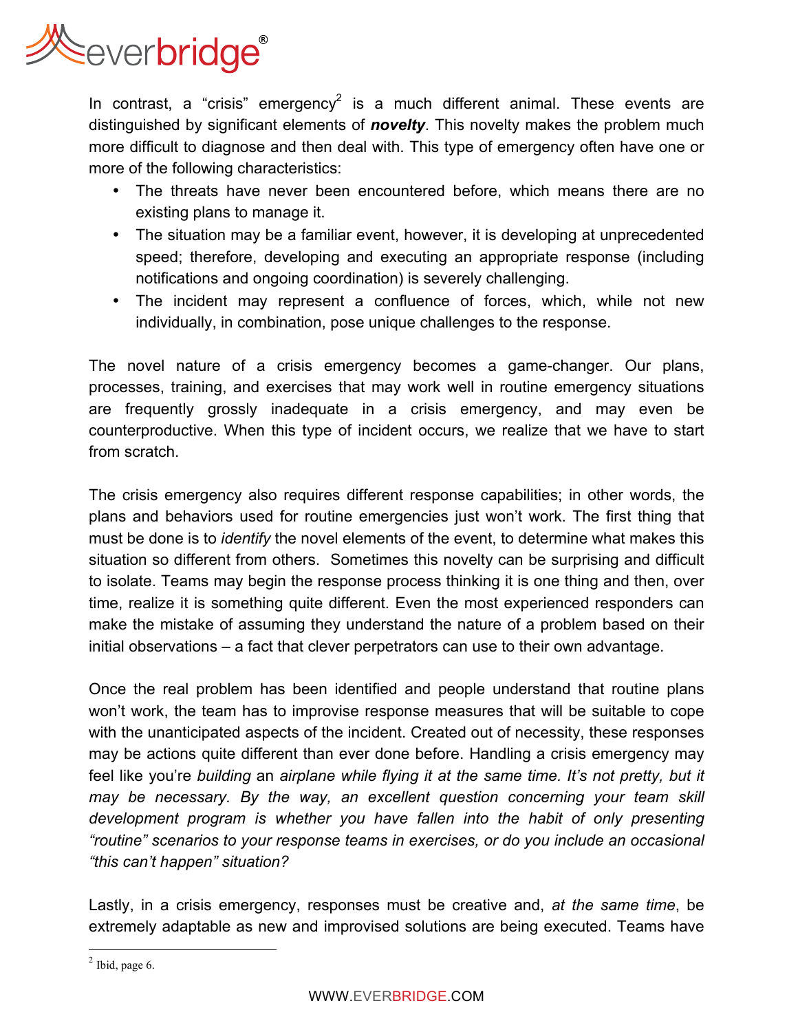In contrast, a "crisis" emergency[2] is a much different animal. These events are distinguished by significant elements of ***novelty***. This novelty makes the problem much more difficult to diagnose and then deal with. This type of emergency often have one or more of the following characteristics:

- The threats have never been encountered before, which means there are no existing plans to manage it.
- The situation may be a familiar event, however, it is developing at unprecedented speed; therefore, developing and executing an appropriate response (including notifications and ongoing coordination) is severely challenging.
- The incident may represent a confluence of forces, which, while not new individually, in combination, pose unique challenges to the response.

The novel nature of a crisis emergency becomes a game-changer. Our plans, processes, training, and exercises that may work well in routine emergency situations are frequently grossly inadequate in a crisis emergency, and may even be counterproductive. When this type of incident occurs, we realize that we have to start from scratch.

The crisis emergency also requires different response capabilities; in other words, the plans and behaviors used for routine emergencies just won't work. The first thing that must be done is to *identify* the novel elements of the event, to determine what makes this situation so different from others. Sometimes this novelty can be surprising and difficult to isolate. Teams may begin the response process thinking it is one thing and then, over time, realize it is something quite different. Even the most experienced responders can make the mistake of assuming they understand the nature of a problem based on their initial observations – a fact that clever perpetrators can use to their own advantage.

Once the real problem has been identified and people understand that routine plans won't work, the team has to improvise response measures that will be suitable to cope with the unanticipated aspects of the incident. Created out of necessity, these responses may be actions quite different than ever done before. Handling a crisis emergency may feel like you're *building* an *airplane while flying it at the same time. It's not pretty, but it may be necessary. By the way, an excellent question concerning your team skill development program is whether you have fallen into the habit of only presenting "routine" scenarios to your response teams in exercises, or do you include an occasional "this can't happen" situation?*

Lastly, in a crisis emergency, responses must be creative and, *at the same time*, be extremely adaptable as new and improvised solutions are being executed. Teams have

[2] Ibid, page 6.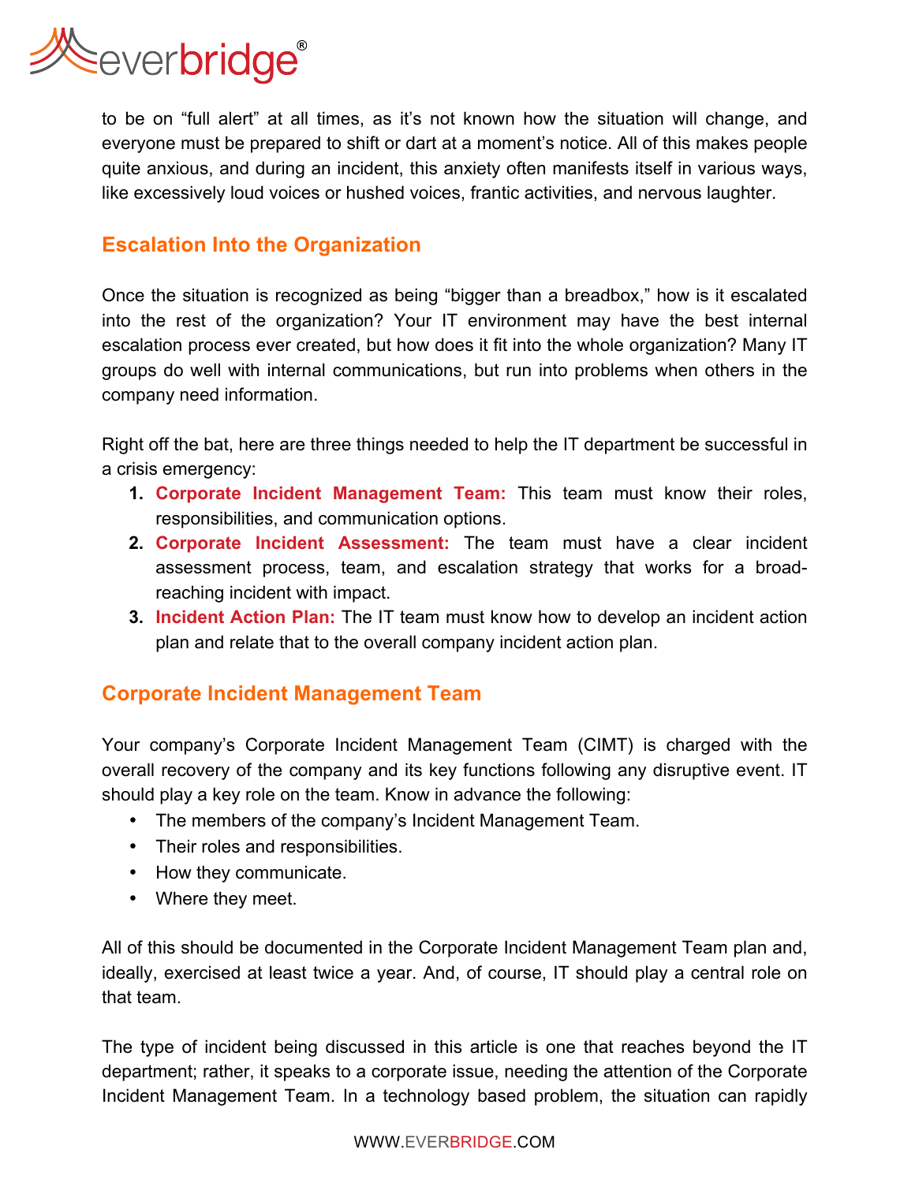to be on "full alert" at all times, as it's not known how the situation will change, and everyone must be prepared to shift or dart at a moment's notice. All of this makes people quite anxious, and during an incident, this anxiety often manifests itself in various ways, like excessively loud voices or hushed voices, frantic activities, and nervous laughter.

## Escalation Into the Organization

Once the situation is recognized as being "bigger than a breadbox," how is it escalated into the rest of the organization? Your IT environment may have the best internal escalation process ever created, but how does it fit into the whole organization? Many IT groups do well with internal communications, but run into problems when others in the company need information.

Right off the bat, here are three things needed to help the IT department be successful in a crisis emergency:

1. **Corporate Incident Management Team:** This team must know their roles, responsibilities, and communication options.
2. **Corporate Incident Assessment:** The team must have a clear incident assessment process, team, and escalation strategy that works for a broad-reaching incident with impact.
3. **Incident Action Plan:** The IT team must know how to develop an incident action plan and relate that to the overall company incident action plan.

## Corporate Incident Management Team

Your company's Corporate Incident Management Team (CIMT) is charged with the overall recovery of the company and its key functions following any disruptive event. IT should play a key role on the team. Know in advance the following:

- The members of the company's Incident Management Team.
- Their roles and responsibilities.
- How they communicate.
- Where they meet.

All of this should be documented in the Corporate Incident Management Team plan and, ideally, exercised at least twice a year. And, of course, IT should play a central role on that team.

The type of incident being discussed in this article is one that reaches beyond the IT department; rather, it speaks to a corporate issue, needing the attention of the Corporate Incident Management Team. In a technology based problem, the situation can rapidly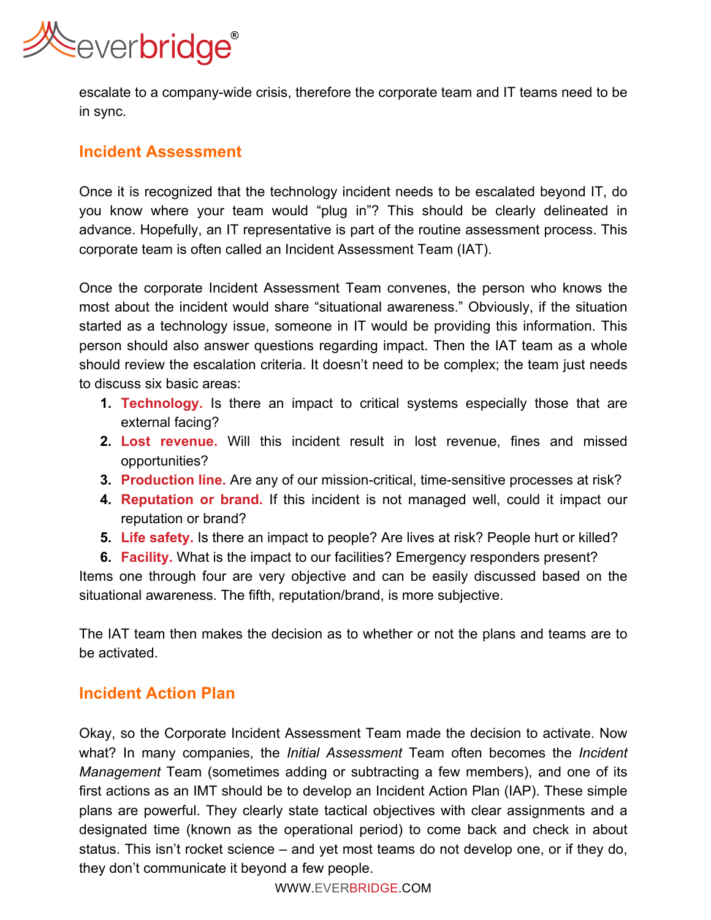escalate to a company-wide crisis, therefore the corporate team and IT teams need to be in sync.

## Incident Assessment

Once it is recognized that the technology incident needs to be escalated beyond IT, do you know where your team would "plug in"? This should be clearly delineated in advance. Hopefully, an IT representative is part of the routine assessment process. This corporate team is often called an Incident Assessment Team (IAT).

Once the corporate Incident Assessment Team convenes, the person who knows the most about the incident would share "situational awareness." Obviously, if the situation started as a technology issue, someone in IT would be providing this information. This person should also answer questions regarding impact. Then the IAT team as a whole should review the escalation criteria. It doesn't need to be complex; the team just needs to discuss six basic areas:

1. **Technology.** Is there an impact to critical systems especially those that are external facing?
2. **Lost revenue.** Will this incident result in lost revenue, fines and missed opportunities?
3. **Production line.** Are any of our mission-critical, time-sensitive processes at risk?
4. **Reputation or brand.** If this incident is not managed well, could it impact our reputation or brand?
5. **Life safety.** Is there an impact to people? Are lives at risk? People hurt or killed?
6. **Facility.** What is the impact to our facilities? Emergency responders present?

Items one through four are very objective and can be easily discussed based on the situational awareness. The fifth, reputation/brand, is more subjective.

The IAT team then makes the decision as to whether or not the plans and teams are to be activated.

## Incident Action Plan

Okay, so the Corporate Incident Assessment Team made the decision to activate. Now what? In many companies, the *Initial Assessment* Team often becomes the *Incident Management* Team (sometimes adding or subtracting a few members), and one of its first actions as an IMT should be to develop an Incident Action Plan (IAP). These simple plans are powerful. They clearly state tactical objectives with clear assignments and a designated time (known as the operational period) to come back and check in about status. This isn't rocket science – and yet most teams do not develop one, or if they do, they don't communicate it beyond a few people.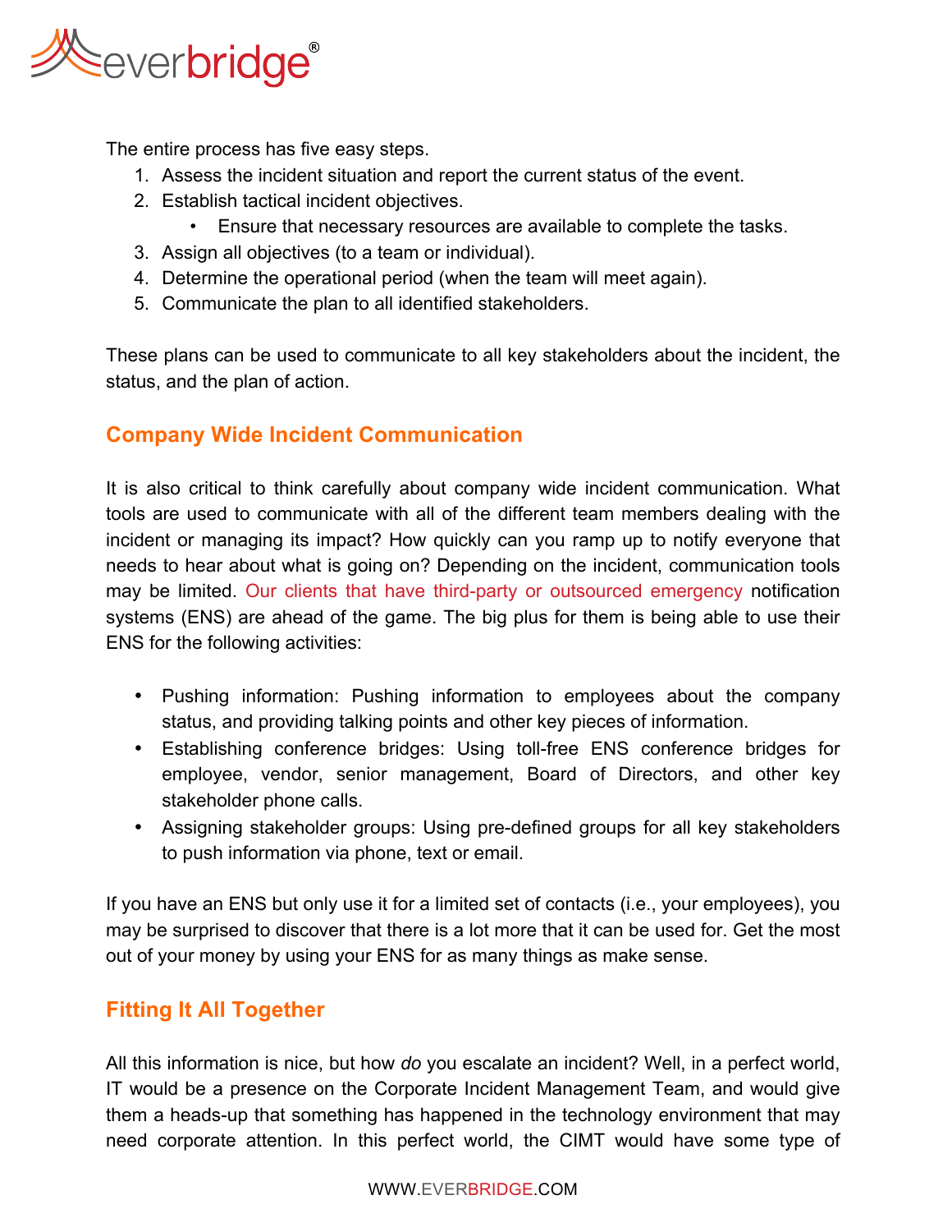The entire process has five easy steps.

1. Assess the incident situation and report the current status of the event.
2. Establish tactical incident objectives.
    - Ensure that necessary resources are available to complete the tasks.
3. Assign all objectives (to a team or individual).
4. Determine the operational period (when the team will meet again).
5. Communicate the plan to all identified stakeholders.

These plans can be used to communicate to all key stakeholders about the incident, the status, and the plan of action.

## Company Wide Incident Communication

It is also critical to think carefully about company wide incident communication. What tools are used to communicate with all of the different team members dealing with the incident or managing its impact? How quickly can you ramp up to notify everyone that needs to hear about what is going on? Depending on the incident, communication tools may be limited. Our clients that have third-party or outsourced emergency notification systems (ENS) are ahead of the game. The big plus for them is being able to use their ENS for the following activities:

- Pushing information: Pushing information to employees about the company status, and providing talking points and other key pieces of information.
- Establishing conference bridges: Using toll-free ENS conference bridges for employee, vendor, senior management, Board of Directors, and other key stakeholder phone calls.
- Assigning stakeholder groups: Using pre-defined groups for all key stakeholders to push information via phone, text or email.

If you have an ENS but only use it for a limited set of contacts (i.e., your employees), you may be surprised to discover that there is a lot more that it can be used for. Get the most out of your money by using your ENS for as many things as make sense.

## Fitting It All Together

All this information is nice, but how *do* you escalate an incident? Well, in a perfect world, IT would be a presence on the Corporate Incident Management Team, and would give them a heads-up that something has happened in the technology environment that may need corporate attention. In this perfect world, the CIMT would have some type of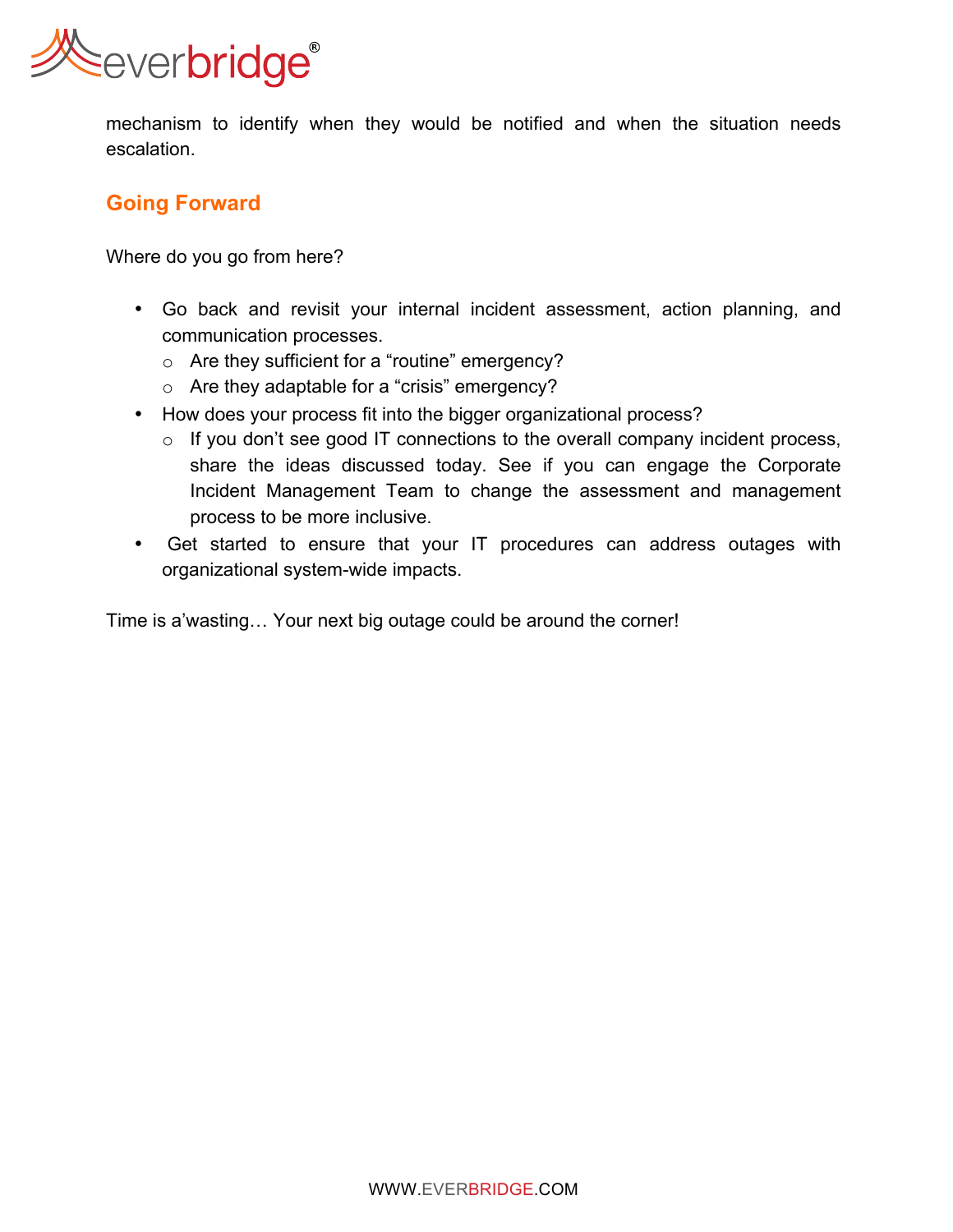mechanism to identify when they would be notified and when the situation needs escalation.

## Going Forward

Where do you go from here?

- Go back and revisit your internal incident assessment, action planning, and communication processes.
  - Are they sufficient for a “routine” emergency?
  - Are they adaptable for a “crisis” emergency?
- How does your process fit into the bigger organizational process?
  - If you don’t see good IT connections to the overall company incident process, share the ideas discussed today. See if you can engage the Corporate Incident Management Team to change the assessment and management process to be more inclusive.
- Get started to ensure that your IT procedures can address outages with organizational system-wide impacts.

Time is a’wasting… Your next big outage could be around the corner!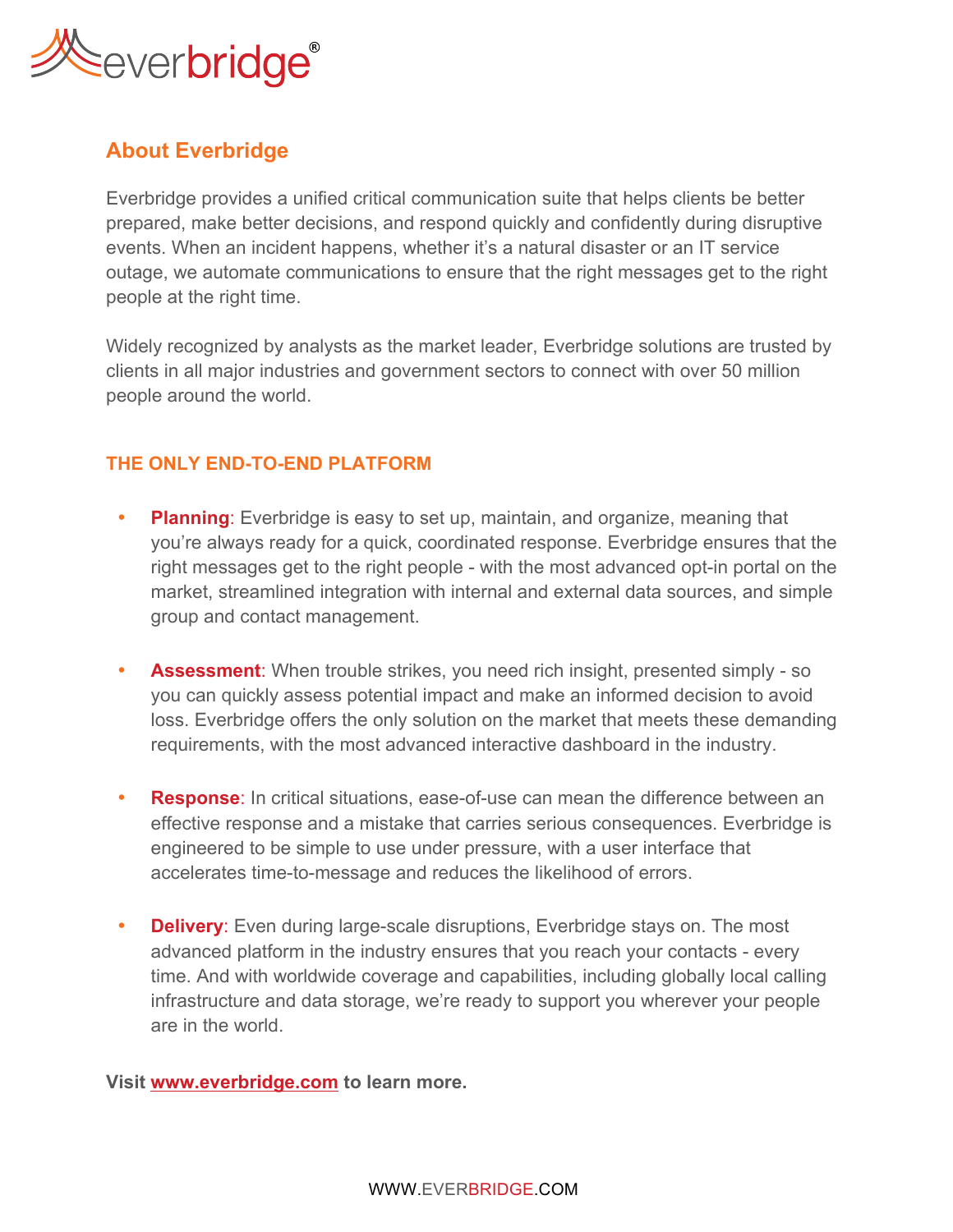everbridge®

## About Everbridge

Everbridge provides a unified critical communication suite that helps clients be better prepared, make better decisions, and respond quickly and confidently during disruptive events. When an incident happens, whether it's a natural disaster or an IT service outage, we automate communications to ensure that the right messages get to the right people at the right time.

Widely recognized by analysts as the market leader, Everbridge solutions are trusted by clients in all major industries and government sectors to connect with over 50 million people around the world.

### THE ONLY END-TO-END PLATFORM

- **Planning**: Everbridge is easy to set up, maintain, and organize, meaning that you're always ready for a quick, coordinated response. Everbridge ensures that the right messages get to the right people - with the most advanced opt-in portal on the market, streamlined integration with internal and external data sources, and simple group and contact management.

- **Assessment**: When trouble strikes, you need rich insight, presented simply - so you can quickly assess potential impact and make an informed decision to avoid loss. Everbridge offers the only solution on the market that meets these demanding requirements, with the most advanced interactive dashboard in the industry.

- **Response**: In critical situations, ease-of-use can mean the difference between an effective response and a mistake that carries serious consequences. Everbridge is engineered to be simple to use under pressure, with a user interface that accelerates time-to-message and reduces the likelihood of errors.

- **Delivery**: Even during large-scale disruptions, Everbridge stays on. The most advanced platform in the industry ensures that you reach your contacts - every time. And with worldwide coverage and capabilities, including globally local calling infrastructure and data storage, we're ready to support you wherever your people are in the world.

**Visit [www.everbridge.com](http://www.everbridge.com) to learn more.**

WWW.EVERBRIDGE.COM